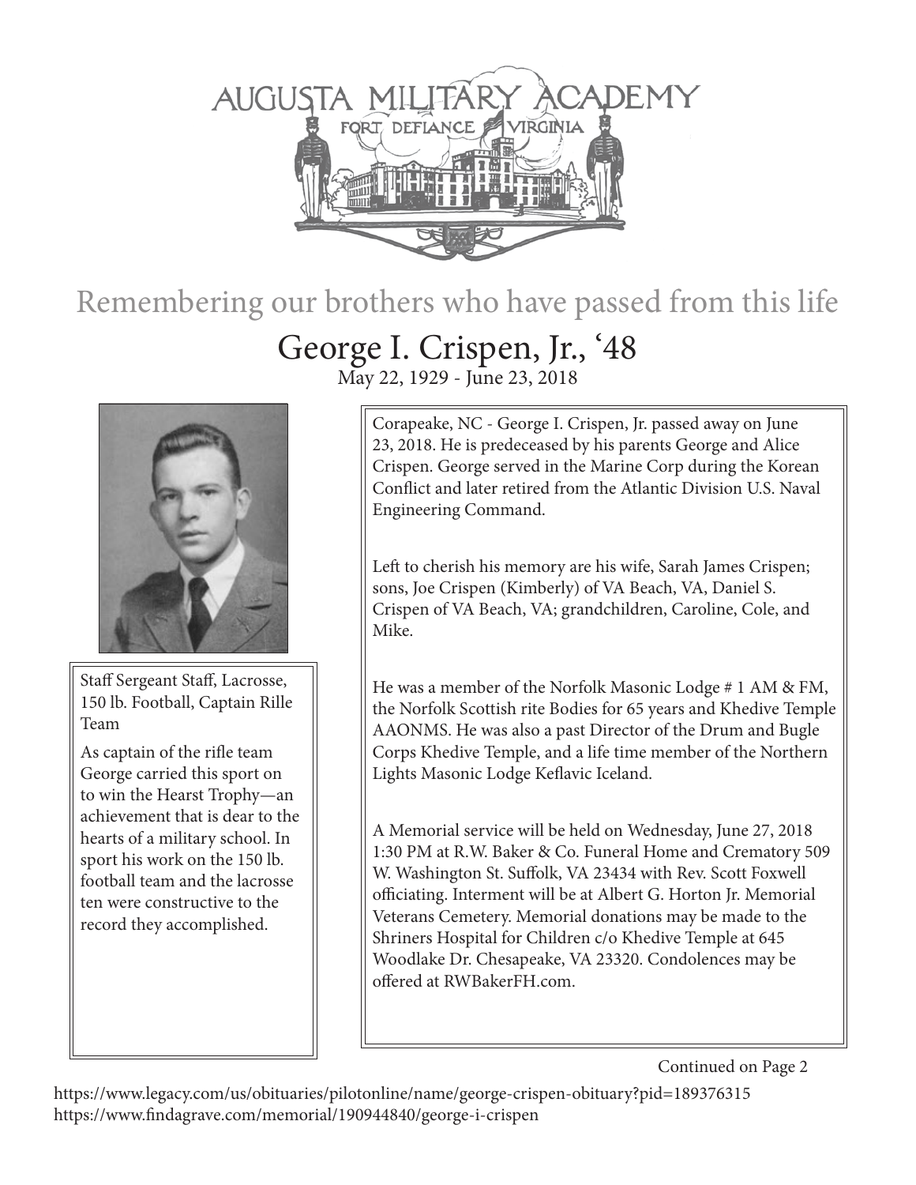# AUGUSTA MILITARY ACADEMY

FORT DEFIANCE VIRGINIA

## Remembering our brothers who have passed from this life

## George I. Crispen, Jr., '48

May 22, 1929 - June 23, 2018

Staff Sergeant Staff, Lacrosse, 150 lb. Football, Captain Rille Team

As captain of the rifle team George carried this sport on to win the Hearst Trophy—an achievement that is dear to the hearts of a military school. In sport his work on the 150 lb. football team and the lacrosse ten were constructive to the record they accomplished.

Corapeake, NC - George I. Crispen, Jr. passed away on June 23, 2018. He is predeceased by his parents George and Alice Crispen. George served in the Marine Corp during the Korean Conflict and later retired from the Atlantic Division U.S. Naval Engineering Command.

Left to cherish his memory are his wife, Sarah James Crispen; sons, Joe Crispen (Kimberly) of VA Beach, VA, Daniel S. Crispen of VA Beach, VA; grandchildren, Caroline, Cole, and Mike.

He was a member of the Norfolk Masonic Lodge # 1 AM & FM, the Norfolk Scottish rite Bodies for 65 years and Khedive Temple AAONMS. He was also a past Director of the Drum and Bugle Corps Khedive Temple, and a life time member of the Northern Lights Masonic Lodge Keflavic Iceland.

A Memorial service will be held on Wednesday, June 27, 2018 1:30 PM at R.W. Baker & Co. Funeral Home and Crematory 509 W. Washington St. Suffolk, VA 23434 with Rev. Scott Foxwell officiating. Interment will be at Albert G. Horton Jr. Memorial Veterans Cemetery. Memorial donations may be made to the Shriners Hospital for Children c/o Khedive Temple at 645 Woodlake Dr. Chesapeake, VA 23320. Condolences may be offered at RWBakerFH.com.

Continued on Page 2

https://www.legacy.com/us/obituaries/pilotonline/name/george-crispen-obituary?pid=189376315
https://www.findagrave.com/memorial/190944840/george-i-crispen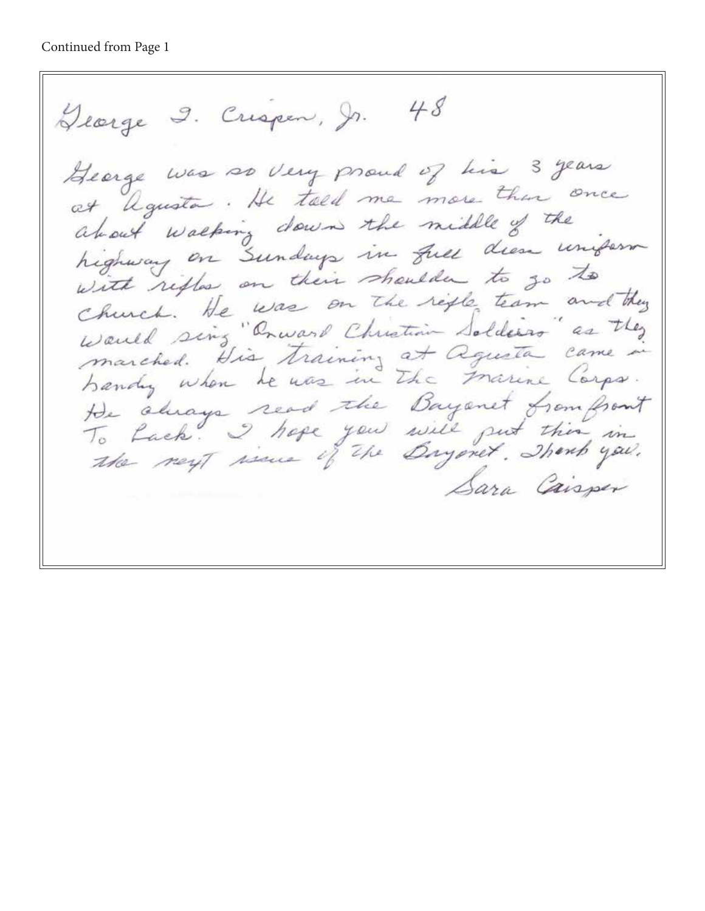Continued from Page 1

George G. Crispen, Jr. 48

George was so very proud of his 3 years at Augusta. He told me more than once about walking down the middle of the highway on Sundays in full dress uniform with rifles on their shoulder to go to church. He was on the rifle team and they would sing "Onward Christian Soldiers" as they marched. His training at Augusta came in handy when he was in the Marine Corps. He always read the Bayonet from front to back. I hope you will put this in the next issue of the Bayonet. Thank you.

Sara Crisper